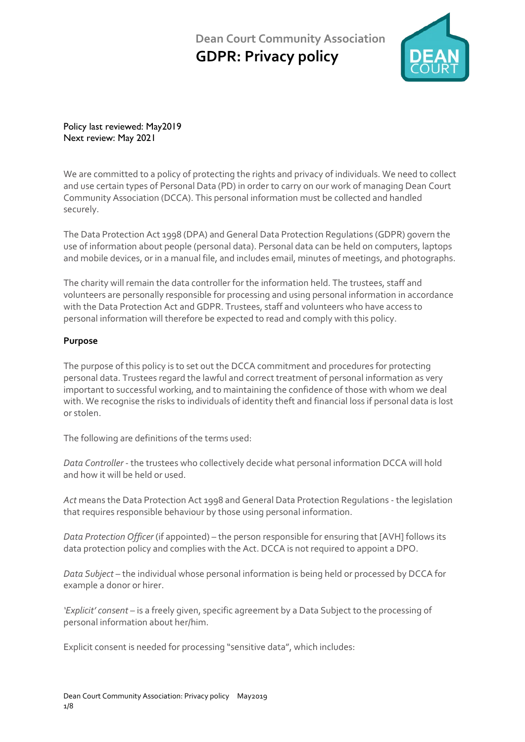Dean Court Community Association

# GDPR: Privacy policy

Policy last reviewed: May2019
Next review: May 2021

We are committed to a policy of protecting the rights and privacy of individuals. We need to collect and use certain types of Personal Data (PD) in order to carry on our work of managing Dean Court Community Association (DCCA). This personal information must be collected and handled securely.

The Data Protection Act 1998 (DPA) and General Data Protection Regulations (GDPR) govern the use of information about people (personal data). Personal data can be held on computers, laptops and mobile devices, or in a manual file, and includes email, minutes of meetings, and photographs.

The charity will remain the data controller for the information held. The trustees, staff and volunteers are personally responsible for processing and using personal information in accordance with the Data Protection Act and GDPR. Trustees, staff and volunteers who have access to personal information will therefore be expected to read and comply with this policy.

## Purpose

The purpose of this policy is to set out the DCCA commitment and procedures for protecting personal data. Trustees regard the lawful and correct treatment of personal information as very important to successful working, and to maintaining the confidence of those with whom we deal with. We recognise the risks to individuals of identity theft and financial loss if personal data is lost or stolen.

The following are definitions of the terms used:

*Data Controller* - the trustees who collectively decide what personal information DCCA will hold and how it will be held or used.

*Act* means the Data Protection Act 1998 and General Data Protection Regulations - the legislation that requires responsible behaviour by those using personal information.

*Data Protection Officer* (if appointed) – the person responsible for ensuring that [AVH] follows its data protection policy and complies with the Act. DCCA is not required to appoint a DPO.

*Data Subject* – the individual whose personal information is being held or processed by DCCA for example a donor or hirer.

*'Explicit' consent* – is a freely given, specific agreement by a Data Subject to the processing of personal information about her/him.

Explicit consent is needed for processing "sensitive data", which includes: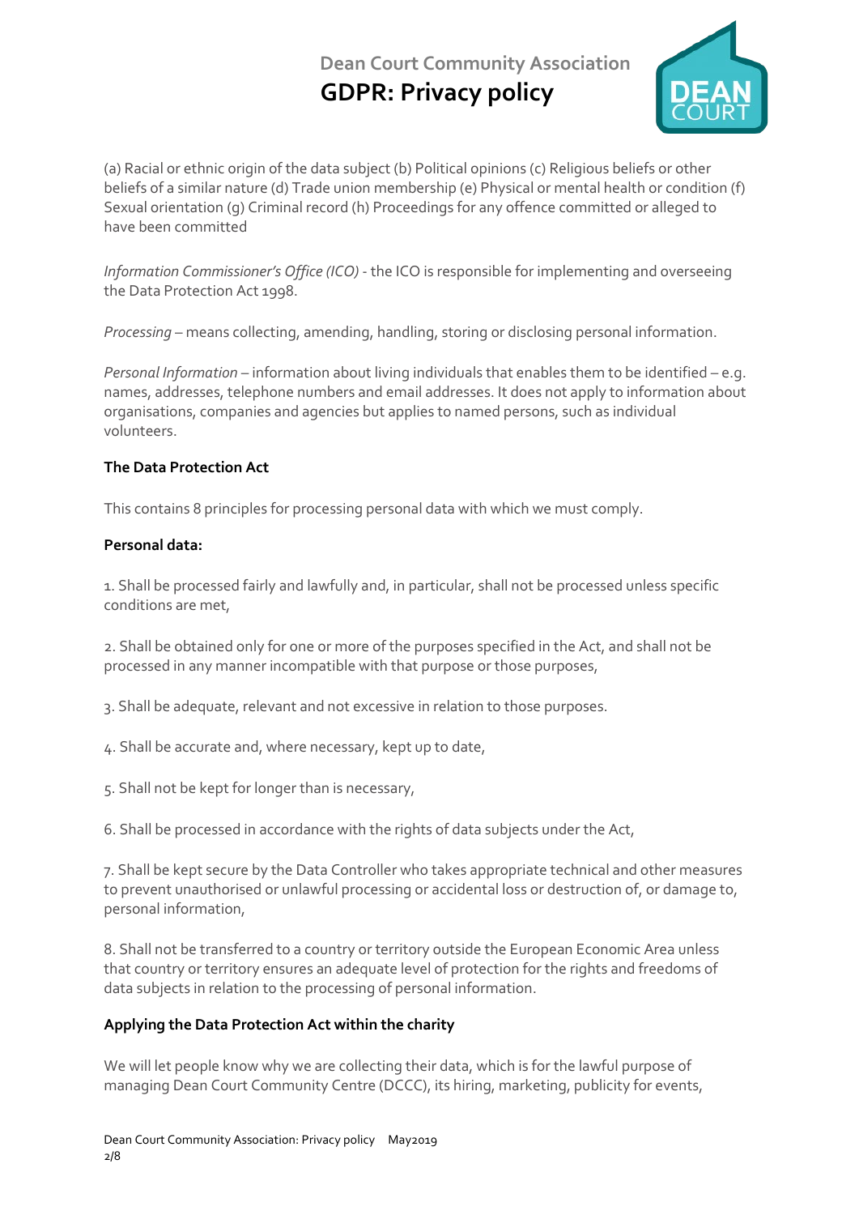(a) Racial or ethnic origin of the data subject (b) Political opinions (c) Religious beliefs or other beliefs of a similar nature (d) Trade union membership (e) Physical or mental health or condition (f) Sexual orientation (g) Criminal record (h) Proceedings for any offence committed or alleged to have been committed

*Information Commissioner's Office (ICO)* - the ICO is responsible for implementing and overseeing the Data Protection Act 1998.

*Processing* – means collecting, amending, handling, storing or disclosing personal information.

*Personal Information* – information about living individuals that enables them to be identified – e.g. names, addresses, telephone numbers and email addresses. It does not apply to information about organisations, companies and agencies but applies to named persons, such as individual volunteers.

**The Data Protection Act**

This contains 8 principles for processing personal data with which we must comply.

**Personal data:**

1. Shall be processed fairly and lawfully and, in particular, shall not be processed unless specific conditions are met,

2. Shall be obtained only for one or more of the purposes specified in the Act, and shall not be processed in any manner incompatible with that purpose or those purposes,

3. Shall be adequate, relevant and not excessive in relation to those purposes.

4. Shall be accurate and, where necessary, kept up to date,

5. Shall not be kept for longer than is necessary,

6. Shall be processed in accordance with the rights of data subjects under the Act,

7. Shall be kept secure by the Data Controller who takes appropriate technical and other measures to prevent unauthorised or unlawful processing or accidental loss or destruction of, or damage to, personal information,

8. Shall not be transferred to a country or territory outside the European Economic Area unless that country or territory ensures an adequate level of protection for the rights and freedoms of data subjects in relation to the processing of personal information.

**Applying the Data Protection Act within the charity**

We will let people know why we are collecting their data, which is for the lawful purpose of managing Dean Court Community Centre (DCCC), its hiring, marketing, publicity for events,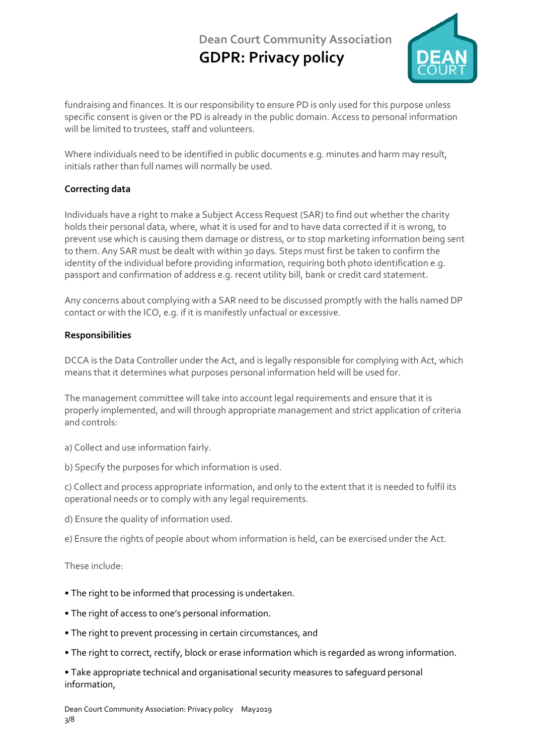fundraising and finances. It is our responsibility to ensure PD is only used for this purpose unless specific consent is given or the PD is already in the public domain. Access to personal information will be limited to trustees, staff and volunteers.

Where individuals need to be identified in public documents e.g. minutes and harm may result, initials rather than full names will normally be used.

**Correcting data**

Individuals have a right to make a Subject Access Request (SAR) to find out whether the charity holds their personal data, where, what it is used for and to have data corrected if it is wrong, to prevent use which is causing them damage or distress, or to stop marketing information being sent to them. Any SAR must be dealt with within 30 days. Steps must first be taken to confirm the identity of the individual before providing information, requiring both photo identification e.g. passport and confirmation of address e.g. recent utility bill, bank or credit card statement.

Any concerns about complying with a SAR need to be discussed promptly with the halls named DP contact or with the ICO, e.g. if it is manifestly unfactual or excessive.

**Responsibilities**

DCCA is the Data Controller under the Act, and is legally responsible for complying with Act, which means that it determines what purposes personal information held will be used for.

The management committee will take into account legal requirements and ensure that it is properly implemented, and will through appropriate management and strict application of criteria and controls:

a) Collect and use information fairly.

b) Specify the purposes for which information is used.

c) Collect and process appropriate information, and only to the extent that it is needed to fulfil its operational needs or to comply with any legal requirements.

d) Ensure the quality of information used.

e) Ensure the rights of people about whom information is held, can be exercised under the Act.

These include:

- The right to be informed that processing is undertaken.
- The right of access to one's personal information.
- The right to prevent processing in certain circumstances, and
- The right to correct, rectify, block or erase information which is regarded as wrong information.
- Take appropriate technical and organisational security measures to safeguard personal information,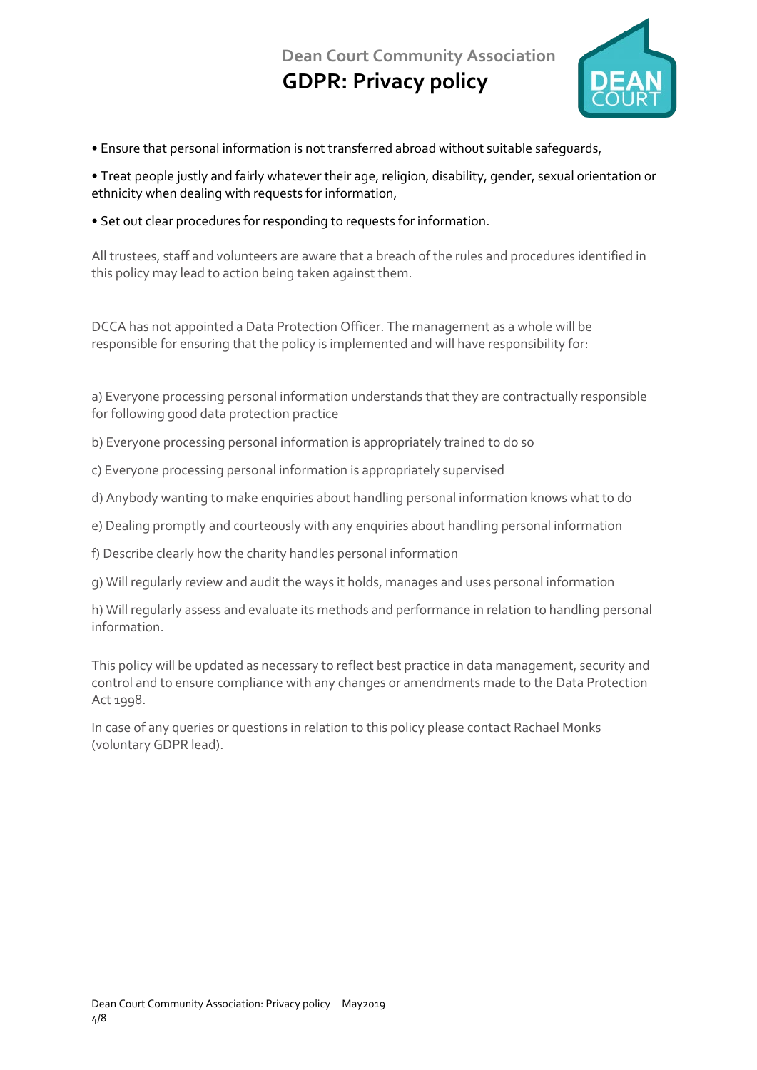- Ensure that personal information is not transferred abroad without suitable safeguards,
- Treat people justly and fairly whatever their age, religion, disability, gender, sexual orientation or ethnicity when dealing with requests for information,
- Set out clear procedures for responding to requests for information.

All trustees, staff and volunteers are aware that a breach of the rules and procedures identified in this policy may lead to action being taken against them.

DCCA has not appointed a Data Protection Officer. The management as a whole will be responsible for ensuring that the policy is implemented and will have responsibility for:

a) Everyone processing personal information understands that they are contractually responsible for following good data protection practice

b) Everyone processing personal information is appropriately trained to do so

c) Everyone processing personal information is appropriately supervised

d) Anybody wanting to make enquiries about handling personal information knows what to do

e) Dealing promptly and courteously with any enquiries about handling personal information

f) Describe clearly how the charity handles personal information

g) Will regularly review and audit the ways it holds, manages and uses personal information

h) Will regularly assess and evaluate its methods and performance in relation to handling personal information.

This policy will be updated as necessary to reflect best practice in data management, security and control and to ensure compliance with any changes or amendments made to the Data Protection Act 1998.

In case of any queries or questions in relation to this policy please contact Rachael Monks (voluntary GDPR lead).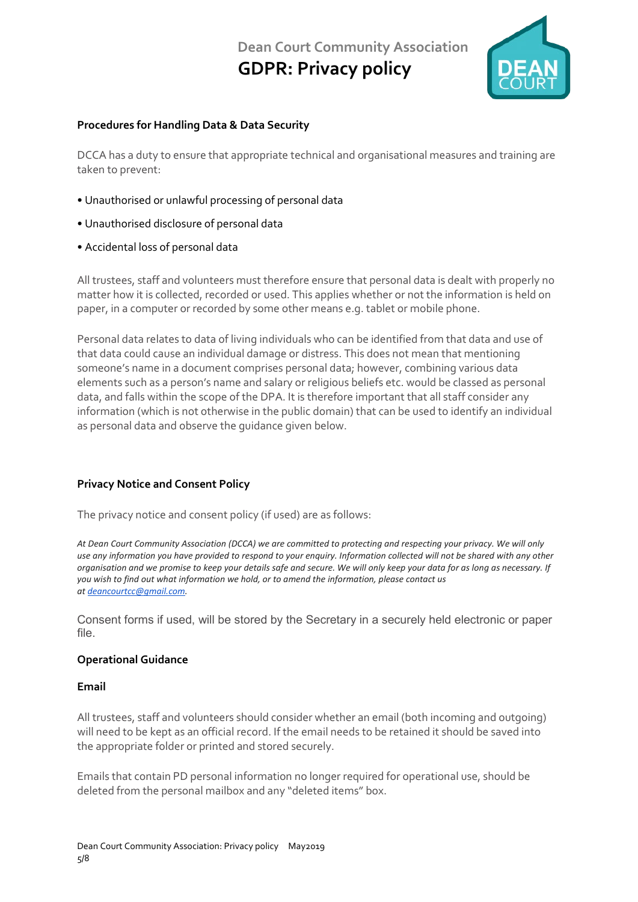### Procedures for Handling Data & Data Security

DCCA has a duty to ensure that appropriate technical and organisational measures and training are taken to prevent:

- Unauthorised or unlawful processing of personal data
- Unauthorised disclosure of personal data
- Accidental loss of personal data

All trustees, staff and volunteers must therefore ensure that personal data is dealt with properly no matter how it is collected, recorded or used. This applies whether or not the information is held on paper, in a computer or recorded by some other means e.g. tablet or mobile phone.

Personal data relates to data of living individuals who can be identified from that data and use of that data could cause an individual damage or distress. This does not mean that mentioning someone's name in a document comprises personal data; however, combining various data elements such as a person's name and salary or religious beliefs etc. would be classed as personal data, and falls within the scope of the DPA. It is therefore important that all staff consider any information (which is not otherwise in the public domain) that can be used to identify an individual as personal data and observe the guidance given below.

### Privacy Notice and Consent Policy

The privacy notice and consent policy (if used) are as follows:

*At Dean Court Community Association (DCCA) we are committed to protecting and respecting your privacy. We will only use any information you have provided to respond to your enquiry. Information collected will not be shared with any other organisation and we promise to keep your details safe and secure. We will only keep your data for as long as necessary. If you wish to find out what information we hold, or to amend the information, please contact us at deancourtcc@gmail.com.*

Consent forms if used, will be stored by the Secretary in a securely held electronic or paper file.

### Operational Guidance

### Email

All trustees, staff and volunteers should consider whether an email (both incoming and outgoing) will need to be kept as an official record. If the email needs to be retained it should be saved into the appropriate folder or printed and stored securely.

Emails that contain PD personal information no longer required for operational use, should be deleted from the personal mailbox and any "deleted items" box.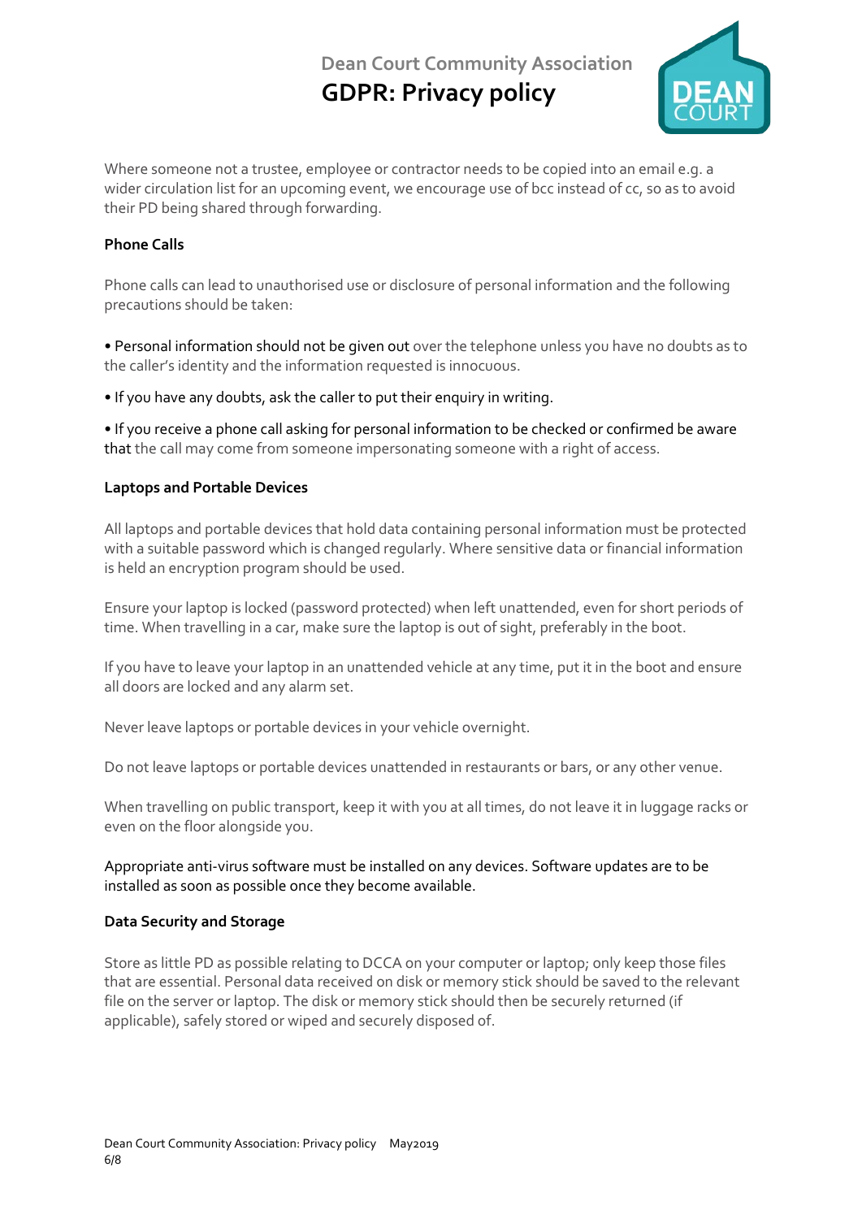Where someone not a trustee, employee or contractor needs to be copied into an email e.g. a wider circulation list for an upcoming event, we encourage use of bcc instead of cc, so as to avoid their PD being shared through forwarding.

**Phone Calls**

Phone calls can lead to unauthorised use or disclosure of personal information and the following precautions should be taken:

• Personal information should not be given out over the telephone unless you have no doubts as to the caller's identity and the information requested is innocuous.

• If you have any doubts, ask the caller to put their enquiry in writing.

• If you receive a phone call asking for personal information to be checked or confirmed be aware that the call may come from someone impersonating someone with a right of access.

**Laptops and Portable Devices**

All laptops and portable devices that hold data containing personal information must be protected with a suitable password which is changed regularly. Where sensitive data or financial information is held an encryption program should be used.

Ensure your laptop is locked (password protected) when left unattended, even for short periods of time. When travelling in a car, make sure the laptop is out of sight, preferably in the boot.

If you have to leave your laptop in an unattended vehicle at any time, put it in the boot and ensure all doors are locked and any alarm set.

Never leave laptops or portable devices in your vehicle overnight.

Do not leave laptops or portable devices unattended in restaurants or bars, or any other venue.

When travelling on public transport, keep it with you at all times, do not leave it in luggage racks or even on the floor alongside you.

Appropriate anti-virus software must be installed on any devices. Software updates are to be installed as soon as possible once they become available.

**Data Security and Storage**

Store as little PD as possible relating to DCCA on your computer or laptop; only keep those files that are essential. Personal data received on disk or memory stick should be saved to the relevant file on the server or laptop. The disk or memory stick should then be securely returned (if applicable), safely stored or wiped and securely disposed of.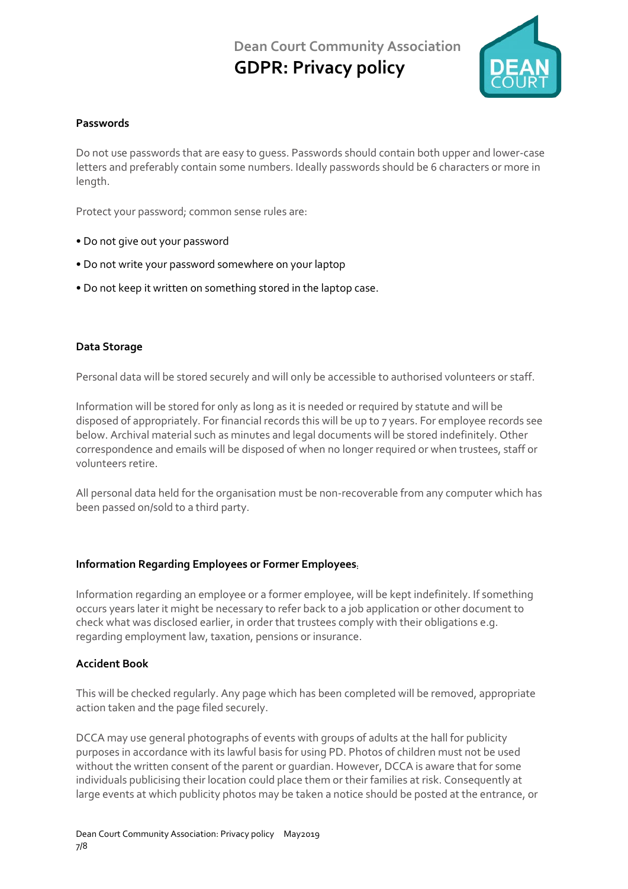### Passwords

Do not use passwords that are easy to guess. Passwords should contain both upper and lower-case letters and preferably contain some numbers. Ideally passwords should be 6 characters or more in length.

Protect your password; common sense rules are:

- Do not give out your password
- Do not write your password somewhere on your laptop
- Do not keep it written on something stored in the laptop case.

### Data Storage

Personal data will be stored securely and will only be accessible to authorised volunteers or staff.

Information will be stored for only as long as it is needed or required by statute and will be disposed of appropriately. For financial records this will be up to 7 years. For employee records see below. Archival material such as minutes and legal documents will be stored indefinitely. Other correspondence and emails will be disposed of when no longer required or when trustees, staff or volunteers retire.

All personal data held for the organisation must be non-recoverable from any computer which has been passed on/sold to a third party.

### Information Regarding Employees or Former Employees:

Information regarding an employee or a former employee, will be kept indefinitely. If something occurs years later it might be necessary to refer back to a job application or other document to check what was disclosed earlier, in order that trustees comply with their obligations e.g. regarding employment law, taxation, pensions or insurance.

### Accident Book

This will be checked regularly. Any page which has been completed will be removed, appropriate action taken and the page filed securely.

DCCA may use general photographs of events with groups of adults at the hall for publicity purposes in accordance with its lawful basis for using PD. Photos of children must not be used without the written consent of the parent or guardian. However, DCCA is aware that for some individuals publicising their location could place them or their families at risk. Consequently at large events at which publicity photos may be taken a notice should be posted at the entrance, or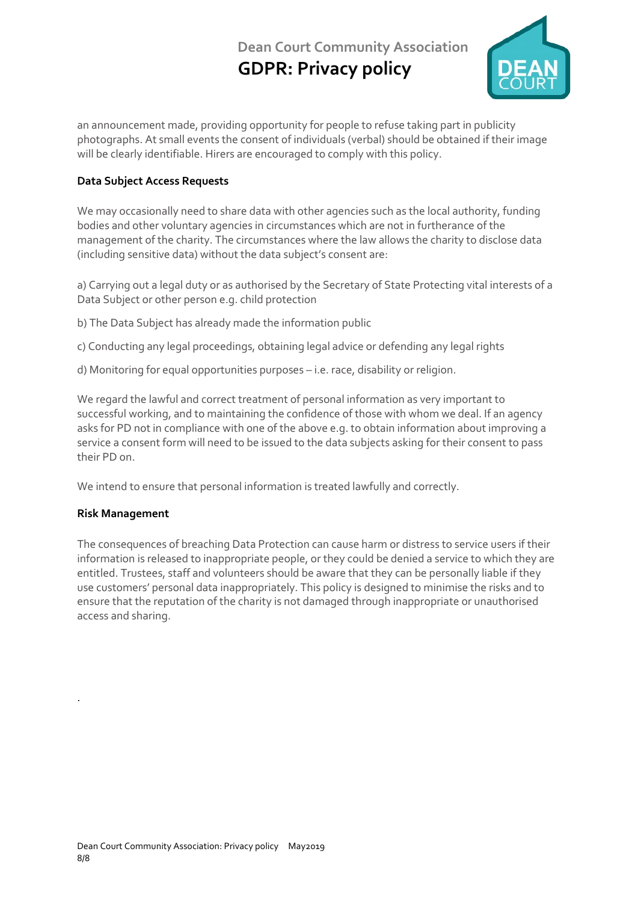an announcement made, providing opportunity for people to refuse taking part in publicity photographs. At small events the consent of individuals (verbal) should be obtained if their image will be clearly identifiable. Hirers are encouraged to comply with this policy.

**Data Subject Access Requests**

We may occasionally need to share data with other agencies such as the local authority, funding bodies and other voluntary agencies in circumstances which are not in furtherance of the management of the charity. The circumstances where the law allows the charity to disclose data (including sensitive data) without the data subject's consent are:

a) Carrying out a legal duty or as authorised by the Secretary of State Protecting vital interests of a Data Subject or other person e.g. child protection

b) The Data Subject has already made the information public

c) Conducting any legal proceedings, obtaining legal advice or defending any legal rights

d) Monitoring for equal opportunities purposes – i.e. race, disability or religion.

We regard the lawful and correct treatment of personal information as very important to successful working, and to maintaining the confidence of those with whom we deal. If an agency asks for PD not in compliance with one of the above e.g. to obtain information about improving a service a consent form will need to be issued to the data subjects asking for their consent to pass their PD on.

We intend to ensure that personal information is treated lawfully and correctly.

**Risk Management**

The consequences of breaching Data Protection can cause harm or distress to service users if their information is released to inappropriate people, or they could be denied a service to which they are entitled. Trustees, staff and volunteers should be aware that they can be personally liable if they use customers' personal data inappropriately. This policy is designed to minimise the risks and to ensure that the reputation of the charity is not damaged through inappropriate or unauthorised access and sharing.

.